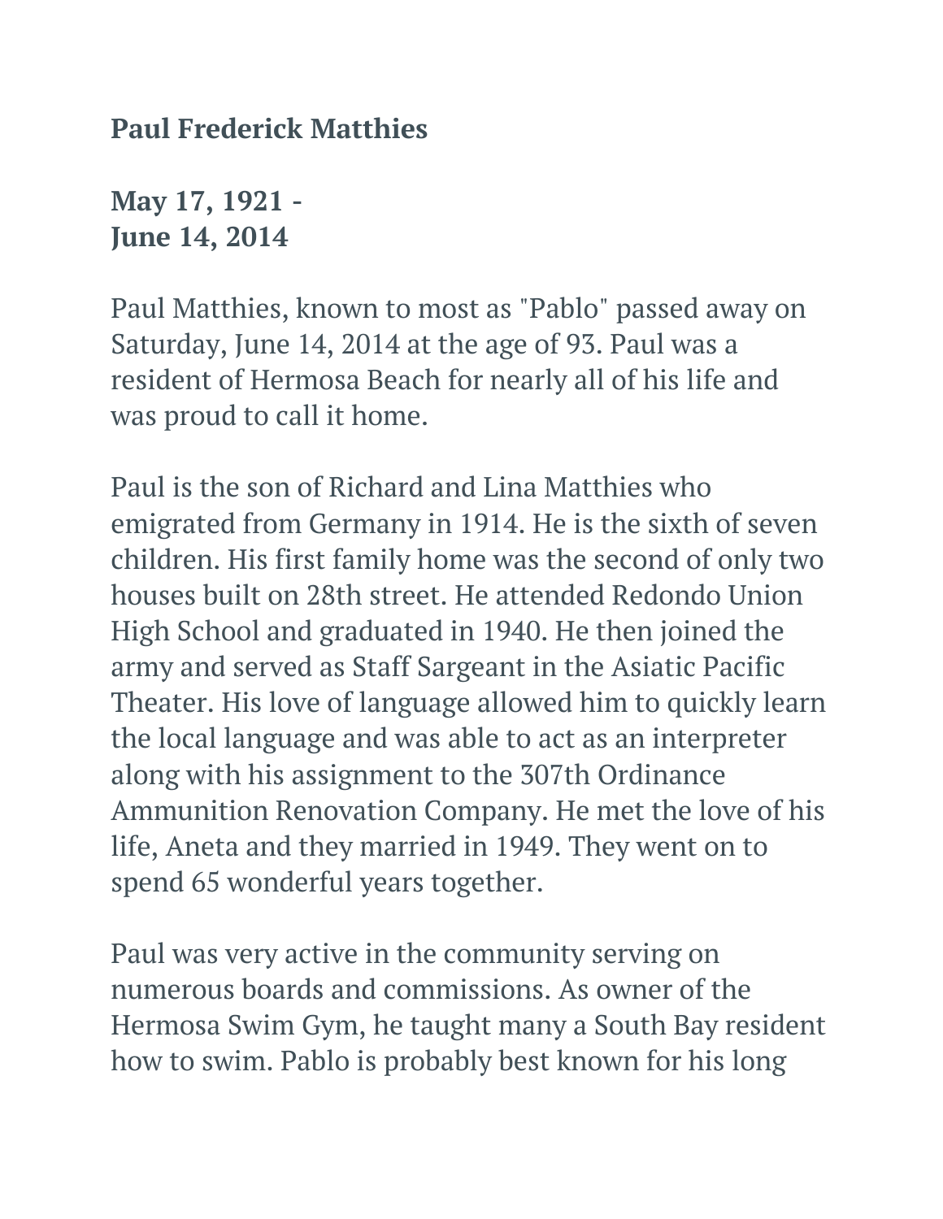**Paul Frederick Matthies**

**May 17, 1921 -
June 14, 2014**

Paul Matthies, known to most as "Pablo" passed away on Saturday, June 14, 2014 at the age of 93. Paul was a resident of Hermosa Beach for nearly all of his life and was proud to call it home.

Paul is the son of Richard and Lina Matthies who emigrated from Germany in 1914. He is the sixth of seven children. His first family home was the second of only two houses built on 28th street. He attended Redondo Union High School and graduated in 1940. He then joined the army and served as Staff Sargeant in the Asiatic Pacific Theater. His love of language allowed him to quickly learn the local language and was able to act as an interpreter along with his assignment to the 307th Ordinance Ammunition Renovation Company. He met the love of his life, Aneta and they married in 1949. They went on to spend 65 wonderful years together.

Paul was very active in the community serving on numerous boards and commissions. As owner of the Hermosa Swim Gym, he taught many a South Bay resident how to swim. Pablo is probably best known for his long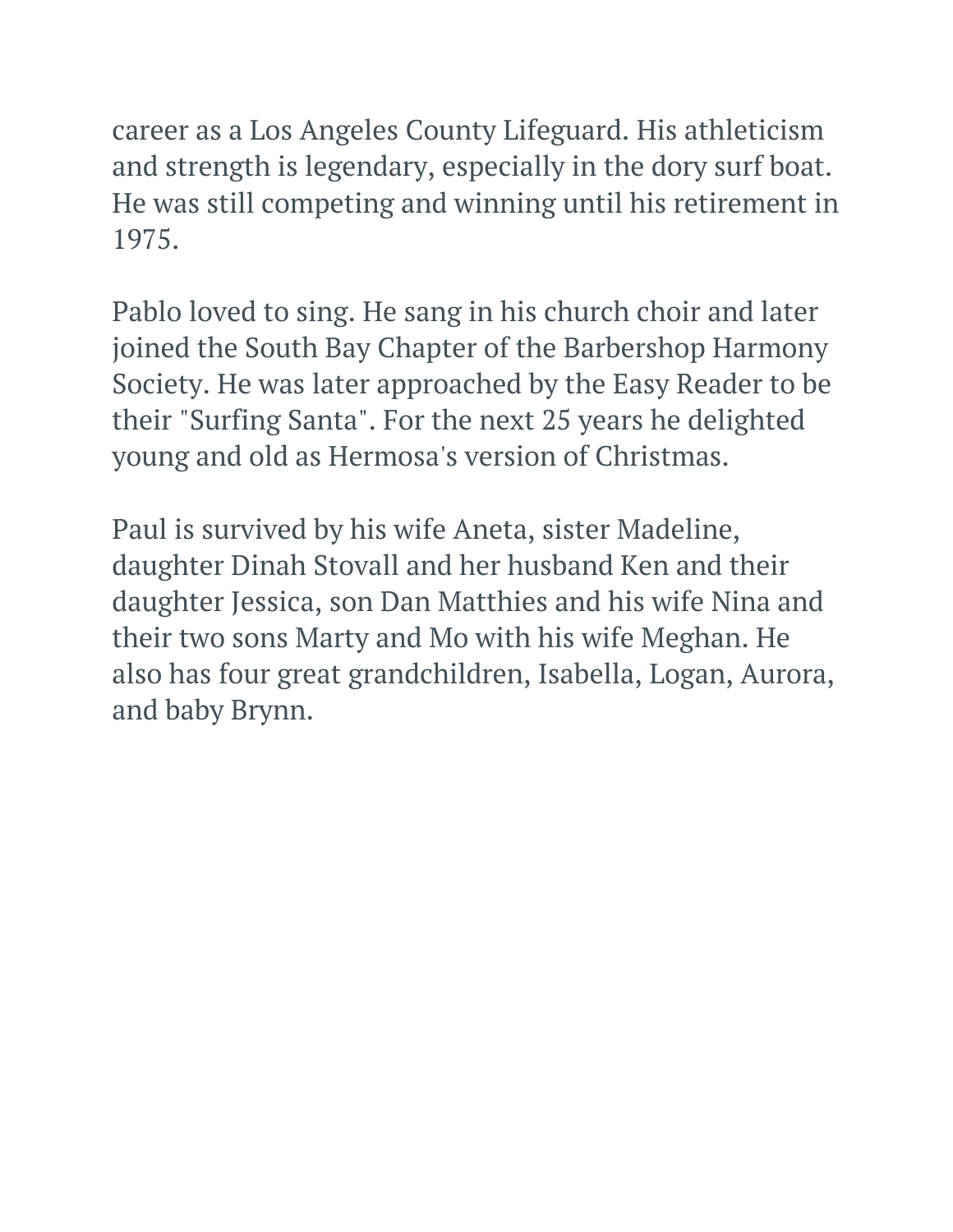career as a Los Angeles County Lifeguard. His athleticism and strength is legendary, especially in the dory surf boat. He was still competing and winning until his retirement in 1975.

Pablo loved to sing. He sang in his church choir and later joined the South Bay Chapter of the Barbershop Harmony Society. He was later approached by the Easy Reader to be their "Surfing Santa". For the next 25 years he delighted young and old as Hermosa's version of Christmas.

Paul is survived by his wife Aneta, sister Madeline, daughter Dinah Stovall and her husband Ken and their daughter Jessica, son Dan Matthies and his wife Nina and their two sons Marty and Mo with his wife Meghan. He also has four great grandchildren, Isabella, Logan, Aurora, and baby Brynn.